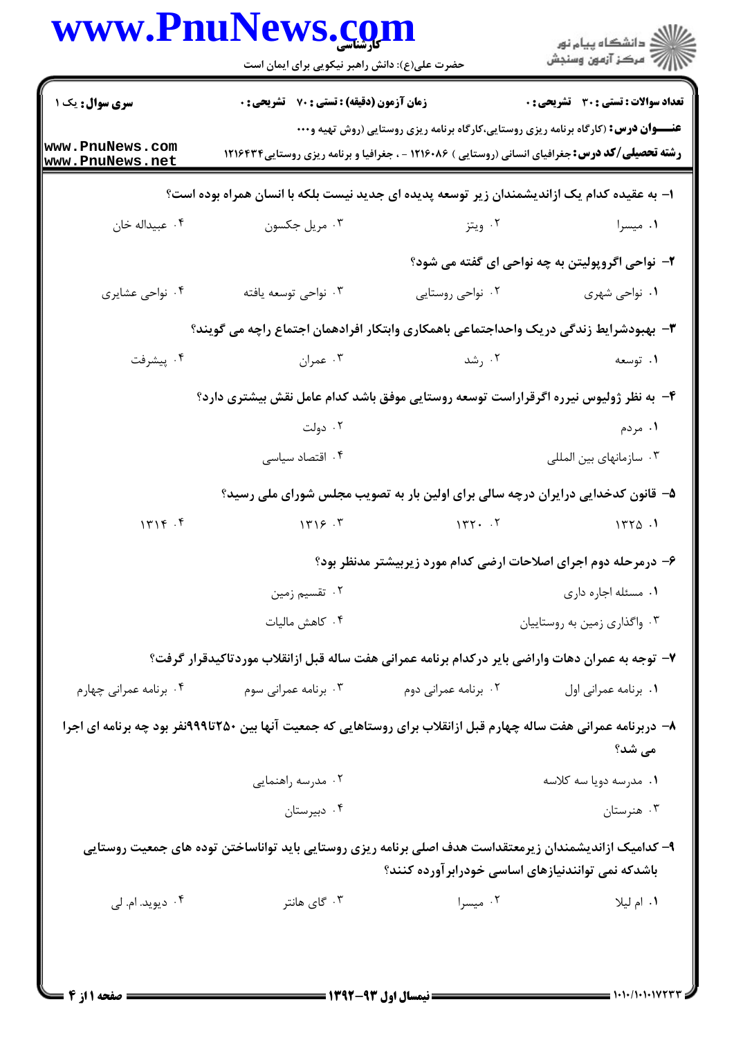**سری سوال:** یک ۱

**زمان آزمون (دقیقه) : تستی : ۷۰ تشریحی : ۰**

**تعداد سوالات : تستی : ۳۰ تشریحی : ۰**

**عنـــوان درس:** (کارگاه برنامه ریزی روستایی،کارگاه برنامه ریزی روستایی (روش تهیه و...

**رشته تحصیلی/کد درس:** جغرافیای انسانی (روستایی ) ۱۲۱۶۰۸۶ - ، جغرافیا و برنامه ریزی روستایی۱۲۱۶۴۳۴

۱- به عقیده کدام یک ازاندیشمندان زیر توسعه پدیده ای جدید نیست بلکه با انسان همراه بوده است؟

۱. میسرا ۲. ویتز ۳. مریل جکسون ۴. عبیداله خان

۲- نواحی اگروپولیتن به چه نواحی ای گفته می شود؟

۱. نواحی شهری ۲. نواحی روستایی ۳. نواحی توسعه یافته ۴. نواحی عشایری

۳- بهبودشرایط زندگی دریک واحداجتماعی باهمکاری وابتکار افرادهمان اجتماع راچه می گویند؟

۱. توسعه ۲. رشد ۳. عمران ۴. پیشرفت

۴- به نظر ژولیوس نیرره اگرقراراست توسعه روستایی موفق باشد کدام عامل نقش بیشتری دارد؟

۱. مردم ۲. دولت

۳. سازمانهای بین المللی ۴. اقتصاد سیاسی

۵- قانون کدخدایی درایران درچه سالی برای اولین بار به تصویب مجلس شورای ملی رسید؟

۱. ۱۳۲۵ ۲. ۱۳۲۰ ۳. ۱۳۱۶ ۴. ۱۳۱۴

۶- درمرحله دوم اجرای اصلاحات ارضی کدام مورد زیربیشتر مدنظر بود؟

۱. مسئله اجاره داری ۲. تقسیم زمین

۳. واگذاری زمین به روستاییان ۴. کاهش مالیات

۷- توجه به عمران دهات واراضی بایر درکدام برنامه عمرانی هفت ساله قبل ازانقلاب موردتاکیدقرار گرفت؟

۱. برنامه عمرانی اول ۲. برنامه عمرانی دوم ۳. برنامه عمرانی سوم ۴. برنامه عمرانی چهارم

۸- دربرنامه عمرانی هفت ساله چهارم قبل ازانقلاب برای روستاهایی که جمعیت آنها بین ۲۵۰تا۹۹۹نفر بود چه برنامه ای اجرا می شد؟

۱. مدرسه دویا سه کلاسه ۲. مدرسه راهنمایی

۳. هنرستان ۴. دبیرستان

۹- کدامیک ازاندیشمندان زیرمعتقداست هدف اصلی برنامه ریزی روستایی باید تواناساختن توده های جمعیت روستایی باشدکه نمی توانندنیازهای اساسی خودرابرآورده کنند؟

۱. ام لیلا ۲. میسرا ۳. گای هانتر ۴. دیوید. ام. لی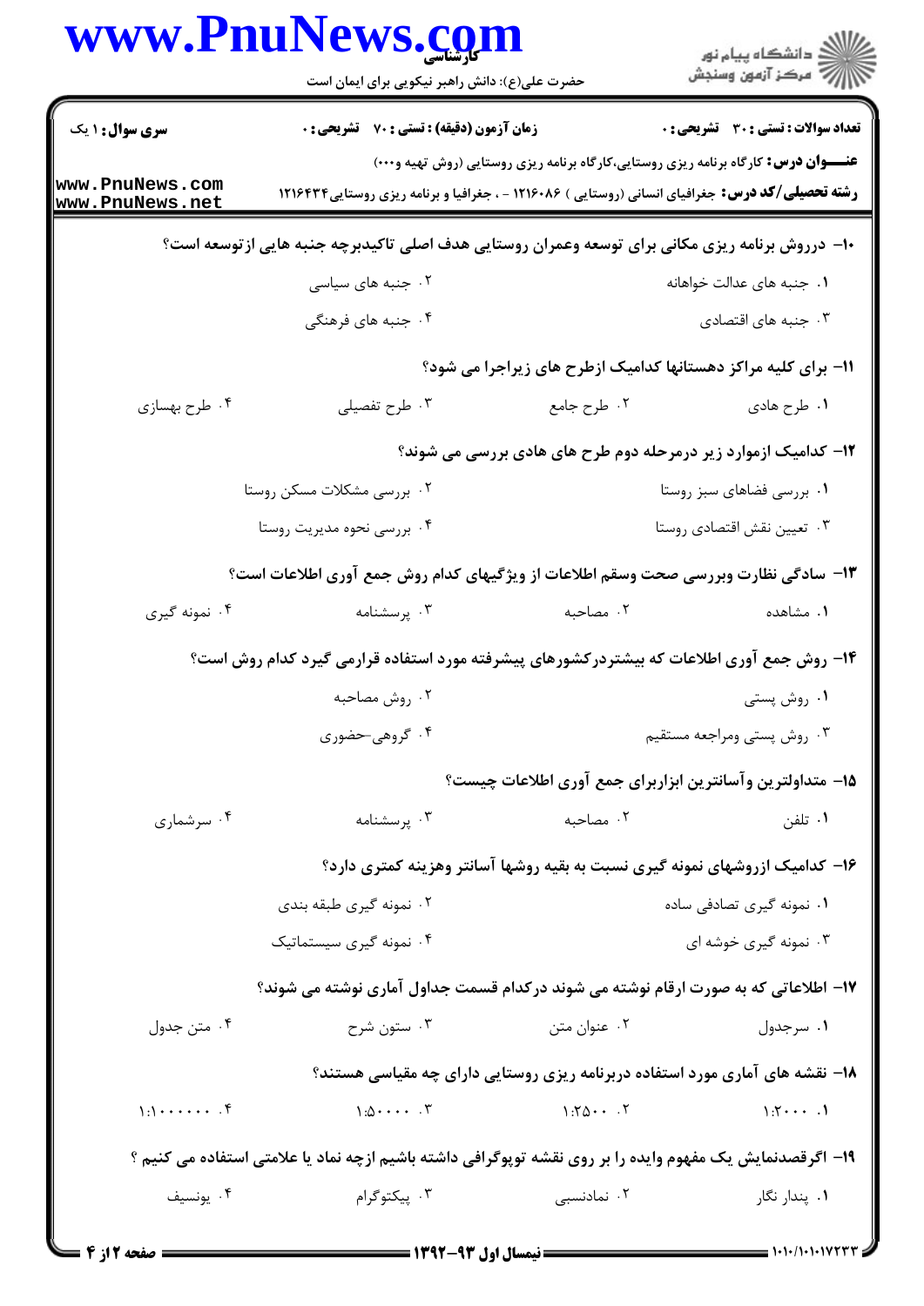سری سوال: ۱ یک | زمان آزمون (دقیقه) : تستی : ۷۰ تشریحی : ۰ | تعداد سوالات : تستی : ۳۰ تشریحی : ۰

**عنـــوان درس:** کارگاه برنامه ریزی روستایی،کارگاه برنامه ریزی روستایی (روش تهیه و...)

**رشته تحصیلی/کد درس:** جغرافیای انسانی (روستایی ) ۱۲۱۶۰۸۶ - ، جغرافیا و برنامه ریزی روستایی۱۲۱۶۴۳۴

۱۰- درروش برنامه ریزی مکانی برای توسعه وعمران روستایی هدف اصلی تاکیدبرچه جنبه هایی ازتوسعه است؟

۱. جنبه های عدالت خواهانه
۲. جنبه های سیاسی
۳. جنبه های اقتصادی
۴. جنبه های فرهنگی

۱۱- برای کلیه مراکز دهستانها کدامیک ازطرح های زیراجرا می شود؟

۱. طرح هادی
۲. طرح جامع
۳. طرح تفصیلی
۴. طرح بهسازی

۱۲- کدامیک ازموارد زیر درمرحله دوم طرح های هادی بررسی می شوند؟

۱. بررسی فضاهای سبز روستا
۲. بررسی مشکلات مسکن روستا
۳. تعیین نقش اقتصادی روستا
۴. بررسی نحوه مدیریت روستا

۱۳- سادگی نظارت وبررسی صحت وسقم اطلاعات از ویژگیهای کدام روش جمع آوری اطلاعات است؟

۱. مشاهده
۲. مصاحبه
۳. پرسشنامه
۴. نمونه گیری

۱۴- روش جمع آوری اطلاعات که بیشتردرکشورهای پیشرفته مورد استفاده قرارمی گیرد کدام روش است؟

۱. روش پستی
۲. روش مصاحبه
۳. روش پستی ومراجعه مستقیم
۴. گروهی-حضوری

۱۵- متداولترین وآسانترین ابزاربرای جمع آوری اطلاعات چیست؟

۱. تلفن
۲. مصاحبه
۳. پرسشنامه
۴. سرشماری

۱۶- کدامیک ازروشهای نمونه گیری نسبت به بقیه روشها آسانتر وهزینه کمتری دارد؟

۱. نمونه گیری تصادفی ساده
۲. نمونه گیری طبقه بندی
۳. نمونه گیری خوشه ای
۴. نمونه گیری سیستماتیک

۱۷- اطلاعاتی که به صورت ارقام نوشته می شوند درکدام قسمت جداول آماری نوشته می شوند؟

۱. سرجدول
۲. عنوان متن
۳. ستون شرح
۴. متن جدول

۱۸- نقشه های آماری مورد استفاده دربرنامه ریزی روستایی دارای چه مقیاسی هستند؟

۱. ۱:۲۰۰۰
۲. ۱:۲۵۰۰
۳. ۱:۵۰۰۰۰
۴. ۱:۱۰۰۰۰۰۰

۱۹- اگرقصدنمایش یک مفهوم وایده را بر روی نقشه توپوگرافی داشته باشیم ازچه نماد یا علامتی استفاده می کنیم ؟

۱. پندار نگار
۲. نمادنسبی
۳. پیکتوگرام
۴. یونسیف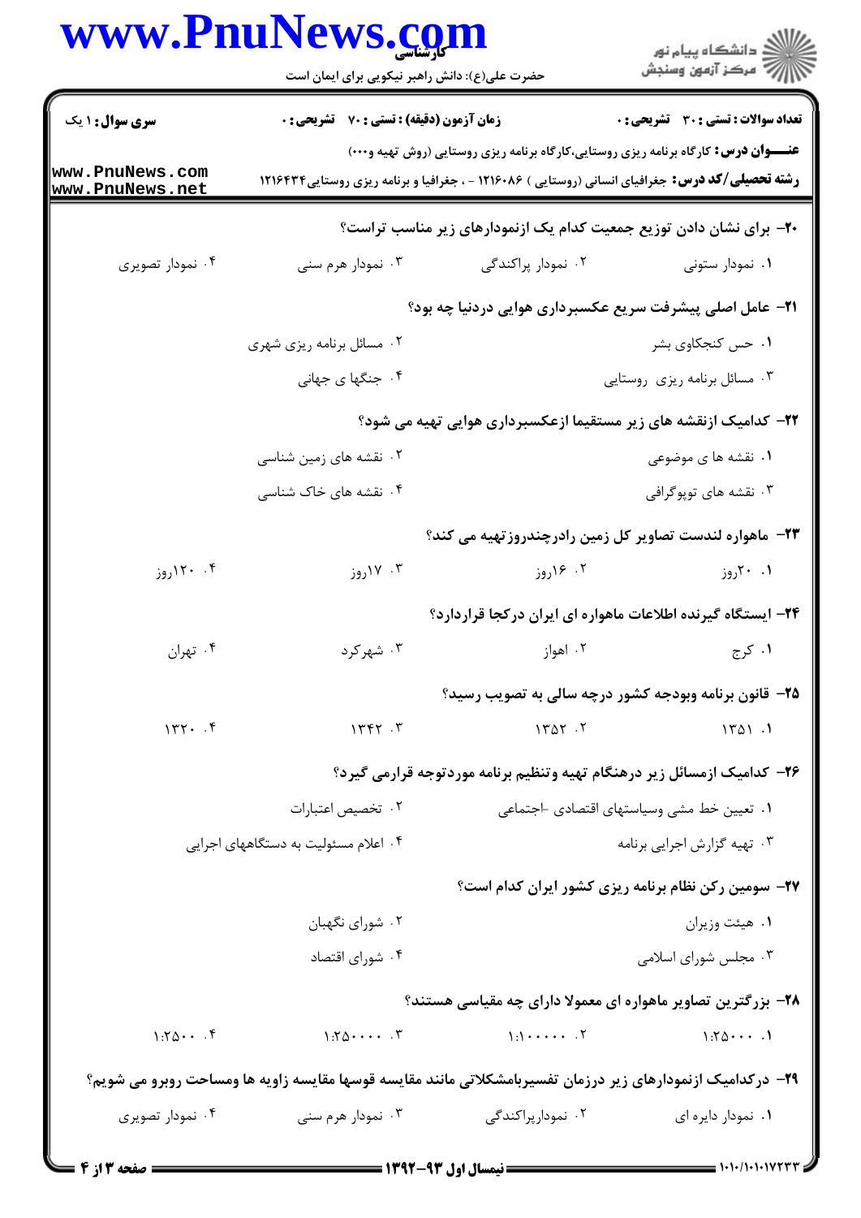**سری سوال:** ۱ یک

**زمان آزمون (دقیقه) : تستی : ۷۰ تشریحی : ۰**

**تعداد سوالات : تستی : ۳۰ تشریحی : ۰**

**عنـــوان درس:** کارگاه برنامه ریزی روستایی،کارگاه برنامه ریزی روستایی (روش تهیه و...)

**رشته تحصیلی/کد درس:** جغرافیای انسانی (روستایی ) ۱۲۱۶۰۸۶ - ، جغرافیا و برنامه ریزی روستایی۱۲۱۶۴۳۴

**۲۰- برای نشان دادن توزیع جمعیت کدام یک ازنمودارهای زیر مناسب تراست؟**

۱. نمودار ستونی
۲. نمودار پراکندگی
۳. نمودار هرم سنی
۴. نمودار تصویری

**۲۱- عامل اصلی پیشرفت سریع عکسبرداری هوایی دردنیا چه بود؟**

۱. حس کنجکاوی بشر
۲. مسائل برنامه ریزی شهری
۳. مسائل برنامه ریزی روستایی
۴. جنگها ی جهانی

**۲۲- کدامیک ازنقشه های زیر مستقیما ازعکسبرداری هوایی تهیه می شود؟**

۱. نقشه ها ی موضوعی
۲. نقشه های زمین شناسی
۳. نقشه های توپوگرافی
۴. نقشه های خاک شناسی

**۲۳- ماهواره لندست تصاویر کل زمین رادرچندروزتهیه می کند؟**

۱. ۲۰روز
۲. ۱۶روز
۳. ۱۷روز
۴. ۱۲۰روز

**۲۴- ایستگاه گیرنده اطلاعات ماهواره ای ایران درکجا قراردارد؟**

۱. کرج
۲. اهواز
۳. شهرکرد
۴. تهران

**۲۵- قانون برنامه وبودجه کشور درچه سالی به تصویب رسید؟**

۱. ۱۳۵۱
۲. ۱۳۵۲
۳. ۱۳۴۲
۴. ۱۳۲۰

**۲۶- کدامیک ازمسائل زیر درهنگام تهیه وتنظیم برنامه موردتوجه قرارمی گیرد؟**

۱. تعیین خط مشی وسیاستهای اقتصادی -اجتماعی
۲. تخصیص اعتبارات
۳. تهیه گزارش اجرایی برنامه
۴. اعلام مسئولیت به دستگاههای اجرایی

**۲۷- سومین رکن نظام برنامه ریزی کشور ایران کدام است؟**

۱. هیئت وزیران
۲. شورای نگهبان
۳. مجلس شورای اسلامی
۴. شورای اقتصاد

**۲۸- بزرگترین تصاویر ماهواره ای معمولا دارای چه مقیاسی هستند؟**

۱. ۱:۲۵۰۰۰۰
۲. ۱:۱۰۰۰۰۰۰
۳. ۱:۲۵۰۰۰۰۰
۴. ۱:۲۵۰۰۰

**۲۹- درکدامیک ازنمودارهای زیر درزمان تفسیربامشکلاتی مانند مقایسه قوسها مقایسه زاویه ها ومساحت روبرو می شویم؟**

۱. نمودار دایره ای
۲. نمودارپراکندگی
۳. نمودار هرم سنی
۴. نمودار تصویری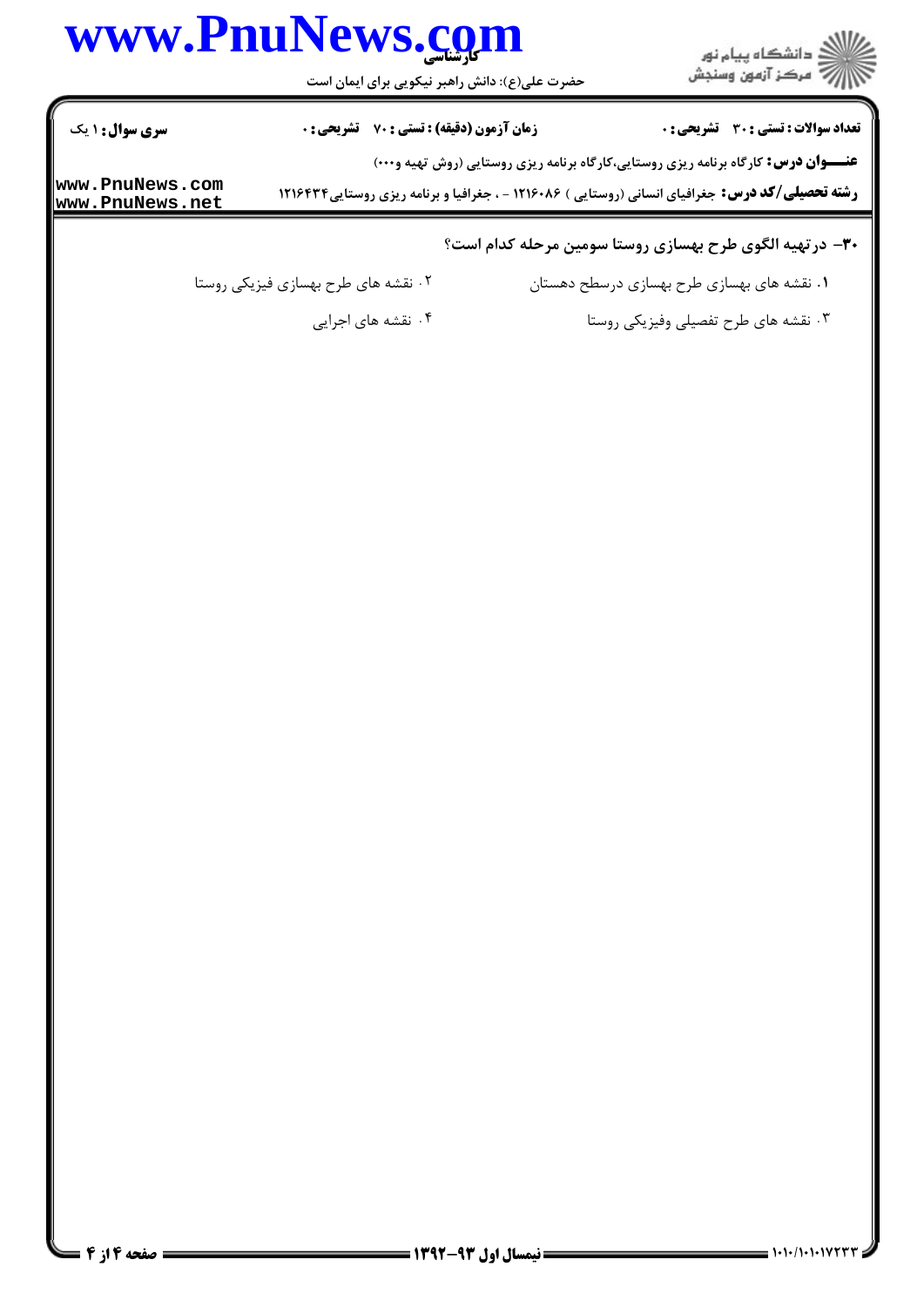**سری سوال:** ۱ یک | **زمان آزمون (دقیقه) : تستی : ۷۰ تشریحی : ۰** | **تعداد سوالات : تستی : ۳۰ تشریحی : ۰**

**عنـــوان درس:** کارگاه برنامه ریزی روستایی،کارگاه برنامه ریزی روستایی (روش تهیه و...)

**رشته تحصیلی/کد درس:** جغرافیای انسانی (روستایی ) ۱۲۱۶۰۸۶ - ، جغرافیا و برنامه ریزی روستایی۱۲۱۶۴۳۴

**۳۰- درتهیه الگوی طرح بهسازی روستا سومین مرحله کدام است؟**

۱. نقشه های بهسازی طرح بهسازی درسطح دهستان

۲. نقشه های طرح بهسازی فیزیکی روستا

۳. نقشه های طرح تفصیلی وفیزیکی روستا

۴. نقشه های اجرایی